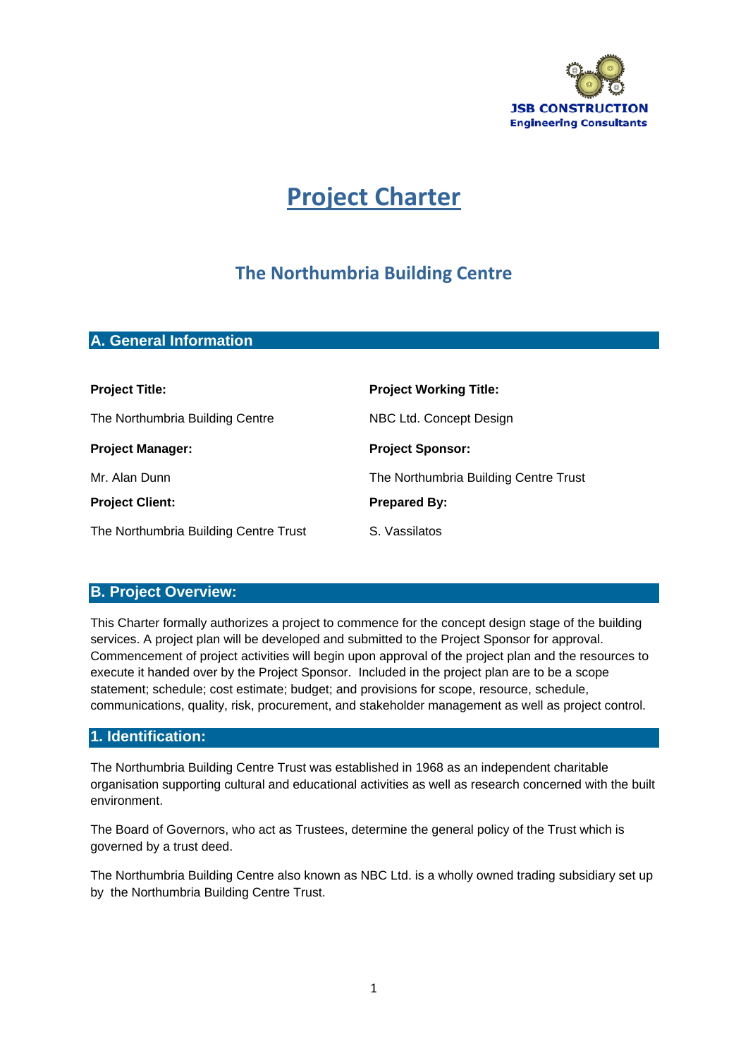JSB CONSTRUCTION
Engineering Consultants

# Project Charter

## The Northumbria Building Centre

## A. General Information

**Project Title:**

The Northumbria Building Centre

**Project Working Title:**

NBC Ltd. Concept Design

**Project Manager:**

Mr. Alan Dunn

**Project Sponsor:**

The Northumbria Building Centre Trust

**Project Client:**

The Northumbria Building Centre Trust

**Prepared By:**

S. Vassilatos

## B. Project Overview:

This Charter formally authorizes a project to commence for the concept design stage of the building services. A project plan will be developed and submitted to the Project Sponsor for approval. Commencement of project activities will begin upon approval of the project plan and the resources to execute it handed over by the Project Sponsor. Included in the project plan are to be a scope statement; schedule; cost estimate; budget; and provisions for scope, resource, schedule, communications, quality, risk, procurement, and stakeholder management as well as project control.

## 1. Identification:

The Northumbria Building Centre Trust was established in 1968 as an independent charitable organisation supporting cultural and educational activities as well as research concerned with the built environment.

The Board of Governors, who act as Trustees, determine the general policy of the Trust which is governed by a trust deed.

The Northumbria Building Centre also known as NBC Ltd. is a wholly owned trading subsidiary set up by the Northumbria Building Centre Trust.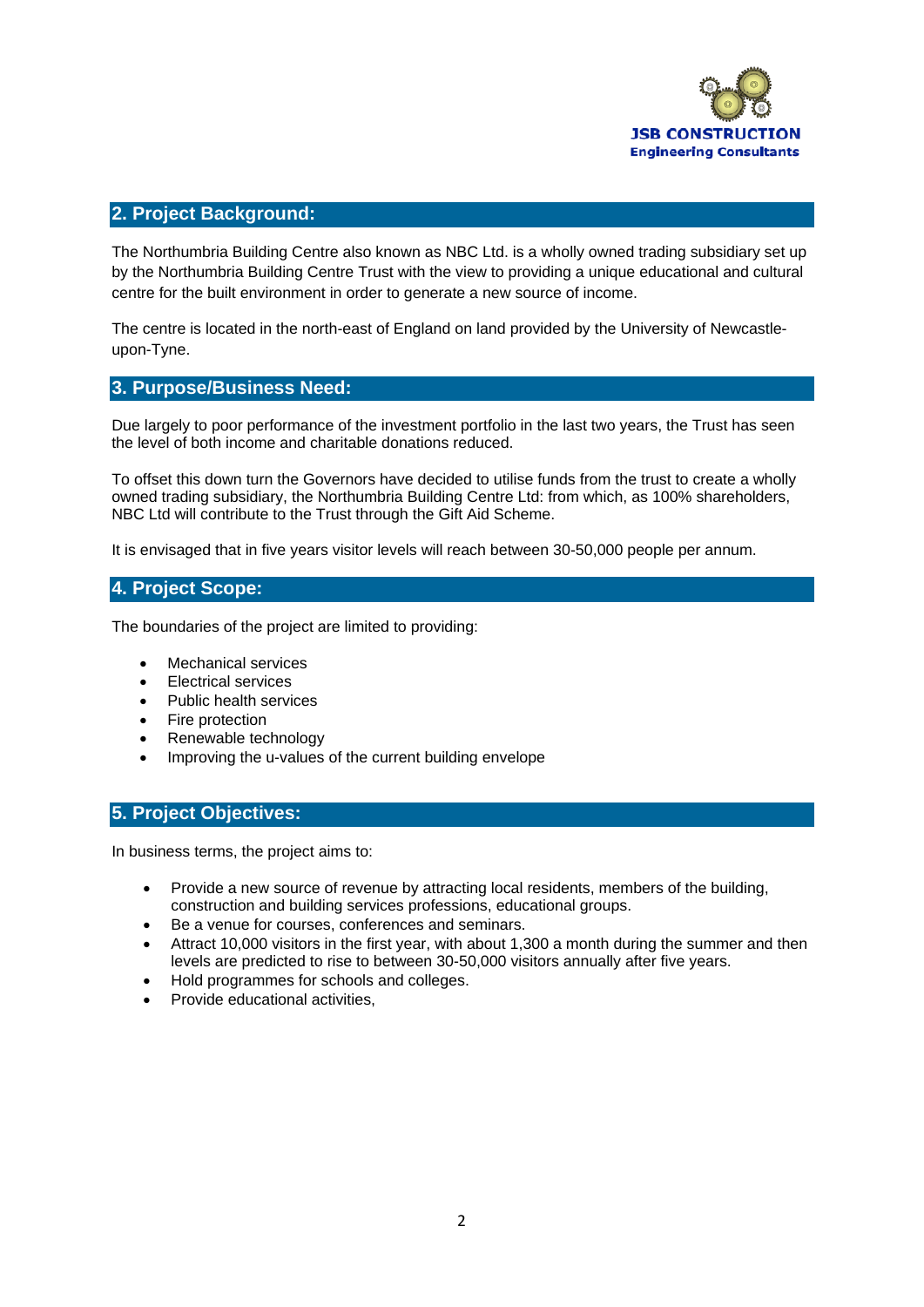## 2. Project Background:

The Northumbria Building Centre also known as NBC Ltd. is a wholly owned trading subsidiary set up by the Northumbria Building Centre Trust with the view to providing a unique educational and cultural centre for the built environment in order to generate a new source of income.

The centre is located in the north-east of England on land provided by the University of Newcastle-upon-Tyne.

## 3. Purpose/Business Need:

Due largely to poor performance of the investment portfolio in the last two years, the Trust has seen the level of both income and charitable donations reduced.

To offset this down turn the Governors have decided to utilise funds from the trust to create a wholly owned trading subsidiary, the Northumbria Building Centre Ltd: from which, as 100% shareholders, NBC Ltd will contribute to the Trust through the Gift Aid Scheme.

It is envisaged that in five years visitor levels will reach between 30-50,000 people per annum.

## 4. Project Scope:

The boundaries of the project are limited to providing:

- Mechanical services
- Electrical services
- Public health services
- Fire protection
- Renewable technology
- Improving the u-values of the current building envelope

## 5. Project Objectives:

In business terms, the project aims to:

- Provide a new source of revenue by attracting local residents, members of the building, construction and building services professions, educational groups.
- Be a venue for courses, conferences and seminars.
- Attract 10,000 visitors in the first year, with about 1,300 a month during the summer and then levels are predicted to rise to between 30-50,000 visitors annually after five years.
- Hold programmes for schools and colleges.
- Provide educational activities,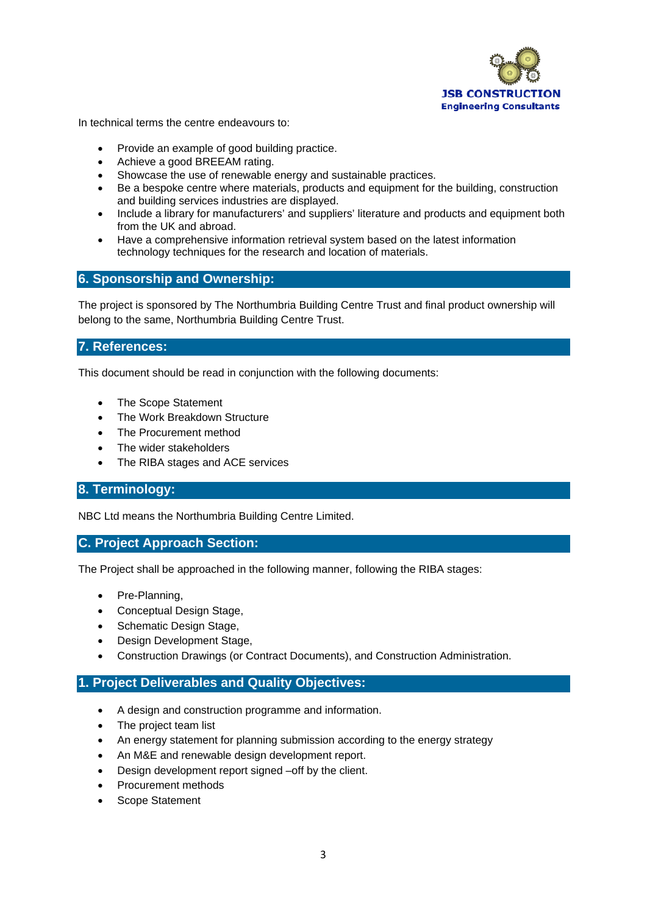In technical terms the centre endeavours to:

- Provide an example of good building practice.
- Achieve a good BREEAM rating.
- Showcase the use of renewable energy and sustainable practices.
- Be a bespoke centre where materials, products and equipment for the building, construction and building services industries are displayed.
- Include a library for manufacturers' and suppliers' literature and products and equipment both from the UK and abroad.
- Have a comprehensive information retrieval system based on the latest information technology techniques for the research and location of materials.

## 6. Sponsorship and Ownership:

The project is sponsored by The Northumbria Building Centre Trust and final product ownership will belong to the same, Northumbria Building Centre Trust.

## 7. References:

This document should be read in conjunction with the following documents:

- The Scope Statement
- The Work Breakdown Structure
- The Procurement method
- The wider stakeholders
- The RIBA stages and ACE services

## 8. Terminology:

NBC Ltd means the Northumbria Building Centre Limited.

## C. Project Approach Section:

The Project shall be approached in the following manner, following the RIBA stages:

- Pre-Planning,
- Conceptual Design Stage,
- Schematic Design Stage,
- Design Development Stage,
- Construction Drawings (or Contract Documents), and Construction Administration.

## 1. Project Deliverables and Quality Objectives:

- A design and construction programme and information.
- The project team list
- An energy statement for planning submission according to the energy strategy
- An M&E and renewable design development report.
- Design development report signed –off by the client.
- Procurement methods
- Scope Statement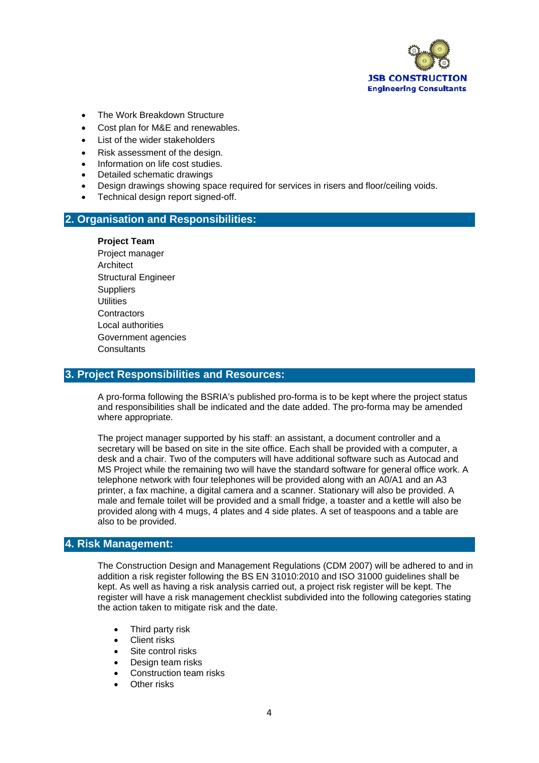- The Work Breakdown Structure
- Cost plan for M&E and renewables.
- List of the wider stakeholders
- Risk assessment of the design.
- Information on life cost studies.
- Detailed schematic drawings
- Design drawings showing space required for services in risers and floor/ceiling voids.
- Technical design report signed-off.

## 2. Organisation and Responsibilities:

**Project Team**
Project manager
Architect
Structural Engineer
Suppliers
Utilities
Contractors
Local authorities
Government agencies
Consultants

## 3. Project Responsibilities and Resources:

A pro-forma following the BSRIA's published pro-forma is to be kept where the project status and responsibilities shall be indicated and the date added. The pro-forma may be amended where appropriate.

The project manager supported by his staff: an assistant, a document controller and a secretary will be based on site in the site office. Each shall be provided with a computer, a desk and a chair. Two of the computers will have additional software such as Autocad and MS Project while the remaining two will have the standard software for general office work. A telephone network with four telephones will be provided along with an A0/A1 and an A3 printer, a fax machine, a digital camera and a scanner. Stationary will also be provided. A male and female toilet will be provided and a small fridge, a toaster and a kettle will also be provided along with 4 mugs, 4 plates and 4 side plates. A set of teaspoons and a table are also to be provided.

## 4. Risk Management:

The Construction Design and Management Regulations (CDM 2007) will be adhered to and in addition a risk register following the BS EN 31010:2010 and ISO 31000 guidelines shall be kept. As well as having a risk analysis carried out, a project risk register will be kept. The register will have a risk management checklist subdivided into the following categories stating the action taken to mitigate risk and the date.

- Third party risk
- Client risks
- Site control risks
- Design team risks
- Construction team risks
- Other risks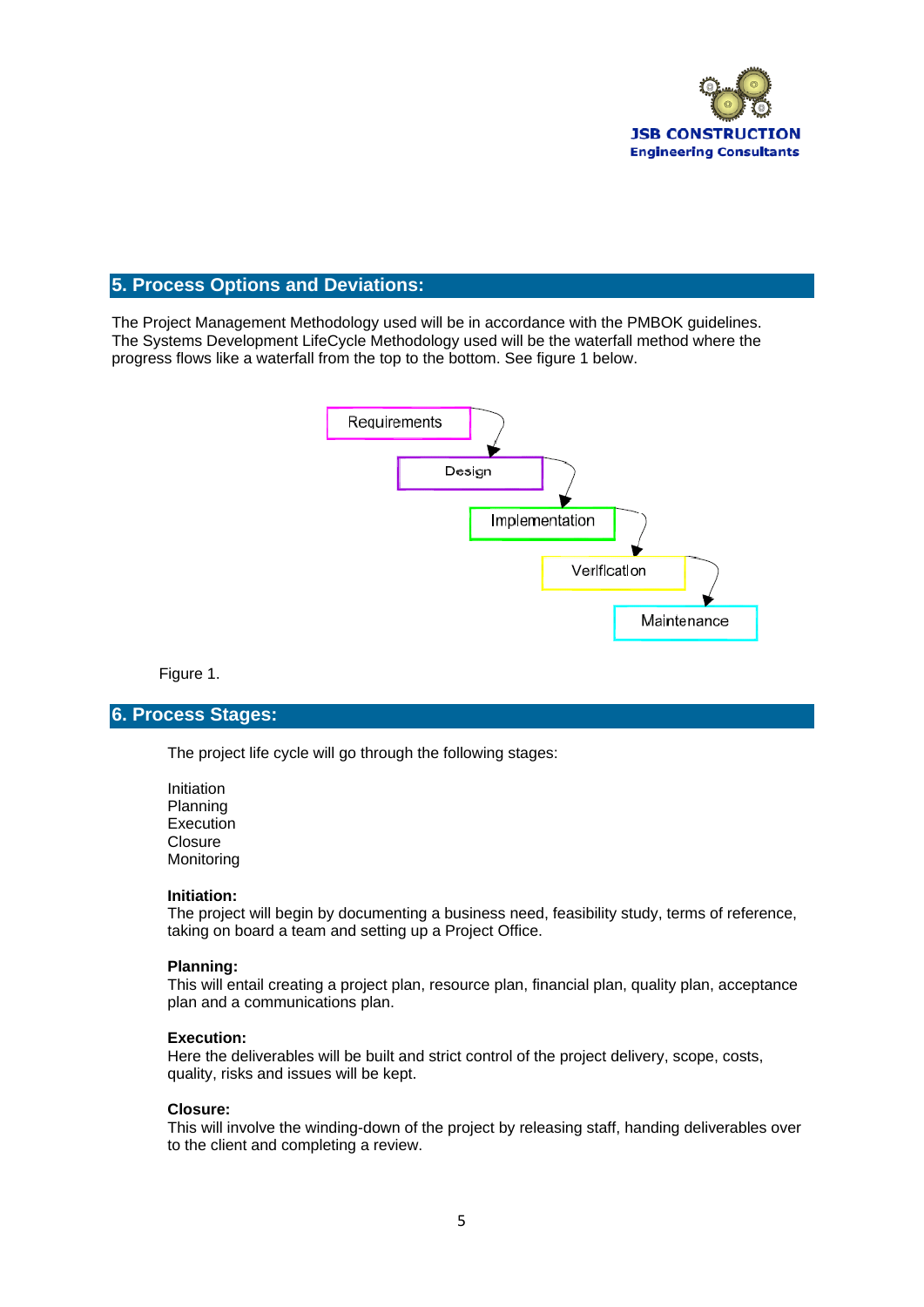## 5. Process Options and Deviations:

The Project Management Methodology used will be in accordance with the PMBOK guidelines. The Systems Development LifeCycle Methodology used will be the waterfall method where the progress flows like a waterfall from the top to the bottom. See figure 1 below.

Requirements → Design → Implementation → Verification → Maintenance

Figure 1.

## 6. Process Stages:

The project life cycle will go through the following stages:

Initiation
Planning
Execution
Closure
Monitoring

**Initiation:**
The project will begin by documenting a business need, feasibility study, terms of reference, taking on board a team and setting up a Project Office.

**Planning:**
This will entail creating a project plan, resource plan, financial plan, quality plan, acceptance plan and a communications plan.

**Execution:**
Here the deliverables will be built and strict control of the project delivery, scope, costs, quality, risks and issues will be kept.

**Closure:**
This will involve the winding-down of the project by releasing staff, handing deliverables over to the client and completing a review.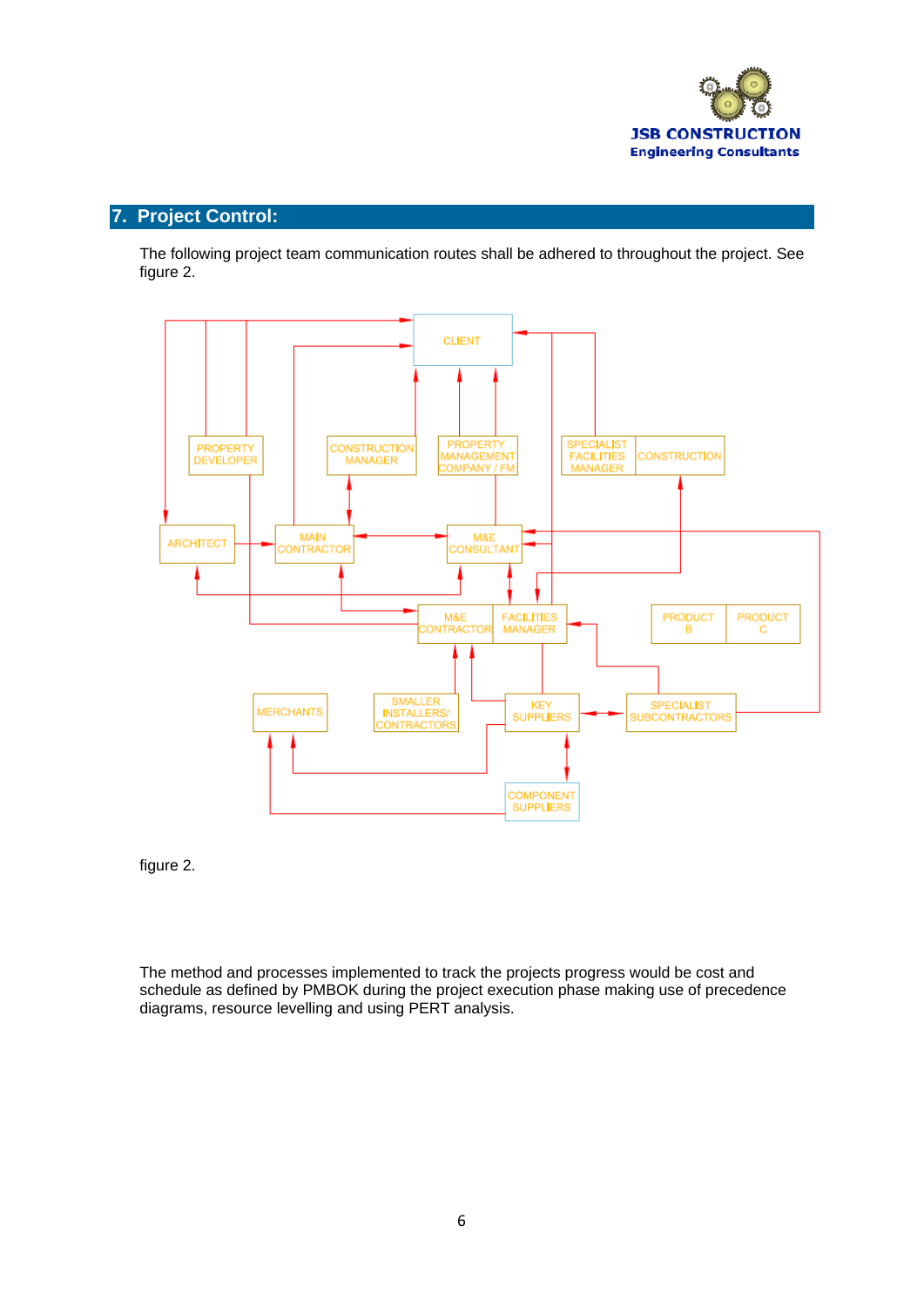## 7. Project Control:

The following project team communication routes shall be adhered to throughout the project. See figure 2.

CLIENT

PROPERTY DEVELOPER

CONSTRUCTION MANAGER

PROPERTY MANAGEMENT COMPANY / FM

SPECIALIST FACILITIES MANAGER

CONSTRUCTION

ARCHITECT

MAIN CONTRACTOR

M&E CONSULTANT

M&E CONTRACTOR

FACILITIES MANAGER

PRODUCT B

PRODUCT C

MERCHANTS

SMALLER INSTALLERS/ CONTRACTORS

KEY SUPPLIERS

SPECIALIST SUBCONTRACTORS

COMPONENT SUPPLIERS

figure 2.

The method and processes implemented to track the projects progress would be cost and schedule as defined by PMBOK during the project execution phase making use of precedence diagrams, resource levelling and using PERT analysis.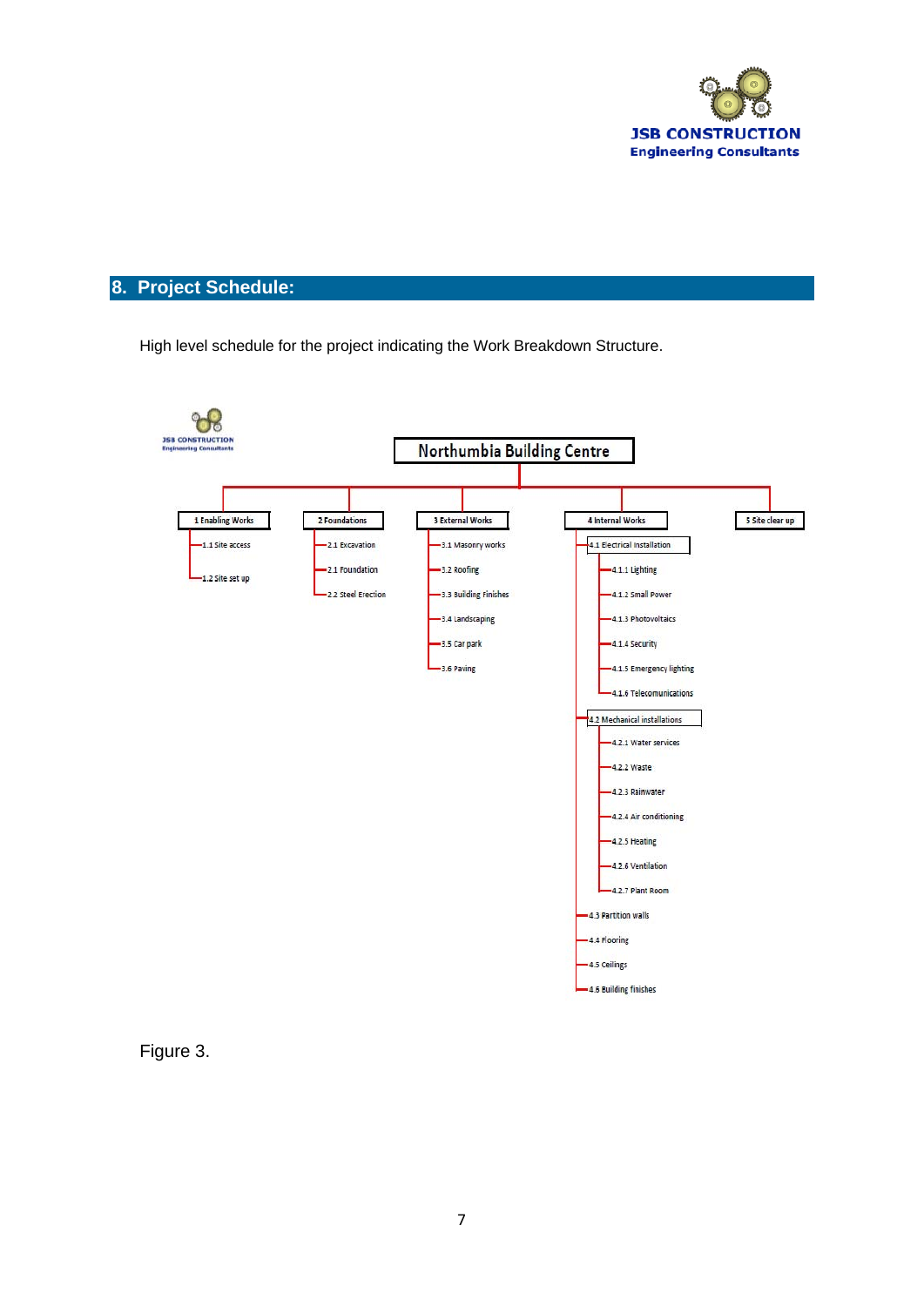## 8. Project Schedule:

High level schedule for the project indicating the Work Breakdown Structure.

**Northumbia Building Centre**

- 1 Enabling Works
  - 1.1 Site access
  - 1.2 Site set up
- 2 Foundations
  - 2.1 Excavation
  - 2.1 Foundation
  - 2.2 Steel Erection
- 3 External Works
  - 3.1 Masonry works
  - 3.2 Roofing
  - 3.3 Building Finishes
  - 3.4 Landscaping
  - 3.5 Car park
  - 3.6 Paving
- 4 Internal Works
  - 4.1 Electrical installation
    - 4.1.1 Lighting
    - 4.1.2 Small Power
    - 4.1.3 Photovoltaics
    - 4.1.4 Security
    - 4.1.5 Emergency lighting
    - 4.1.6 Telecomunications
  - 4.2 Mechanical installations
    - 4.2.1 Water services
    - 4.2.2 Waste
    - 4.2.3 Rainwater
    - 4.2.4 Air conditioning
    - 4.2.5 Heating
    - 4.2.6 Ventilation
    - 4.2.7 Plant Room
  - 4.3 Partition walls
  - 4.4 Flooring
  - 4.5 Ceilings
  - 4.6 Building finishes
- 5 Site clear up

Figure 3.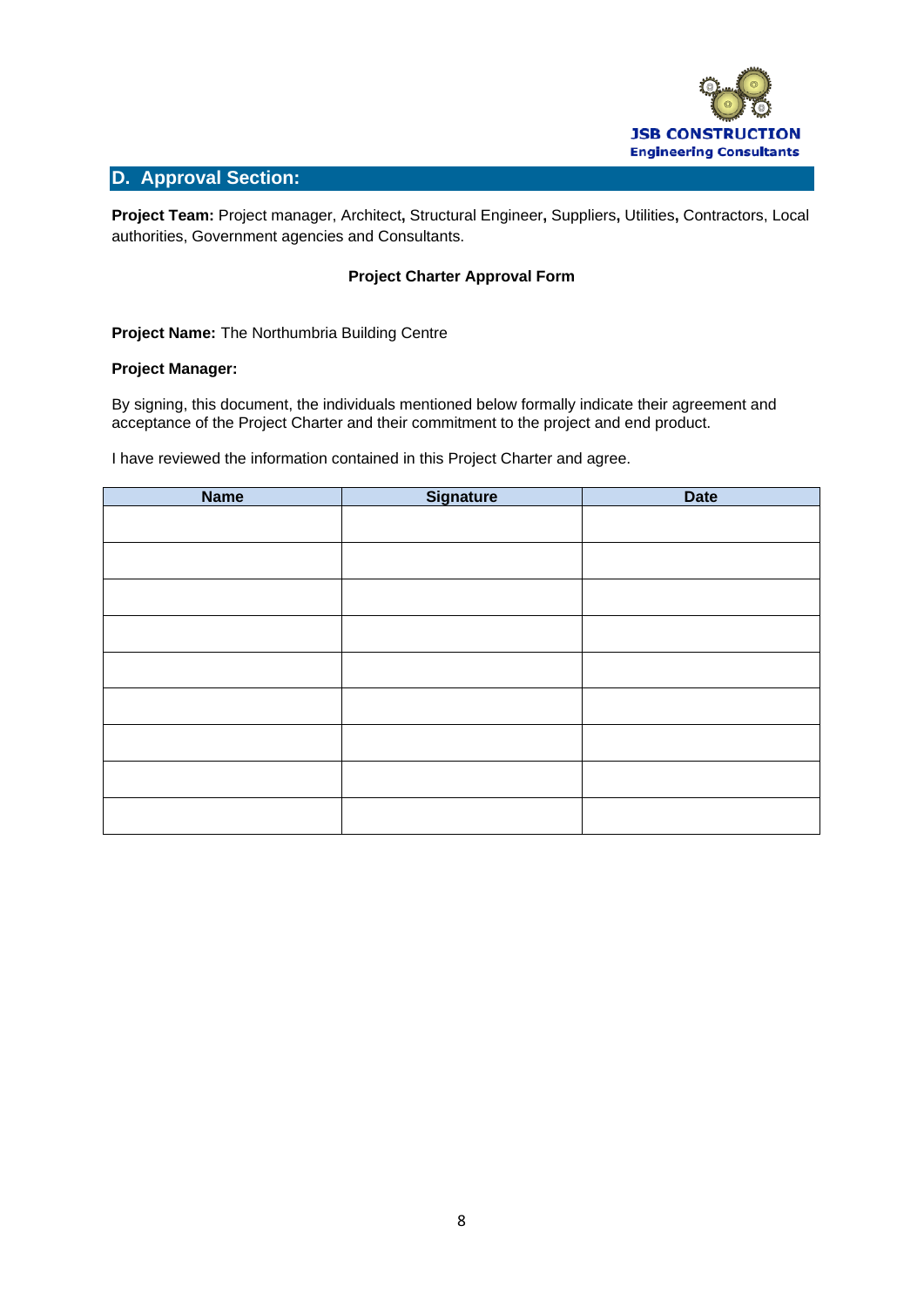## D. Approval Section:

**Project Team:** Project manager, Architect**,** Structural Engineer**,** Suppliers**,** Utilities**,** Contractors, Local authorities, Government agencies and Consultants.

**Project Charter Approval Form**

**Project Name:** The Northumbria Building Centre

**Project Manager:**

By signing, this document, the individuals mentioned below formally indicate their agreement and acceptance of the Project Charter and their commitment to the project and end product.

I have reviewed the information contained in this Project Charter and agree.

| Name | Signature | Date |
| --- | --- | --- |
| | | |
| | | |
| | | |
| | | |
| | | |
| | | |
| | | |
| | | |
| | | |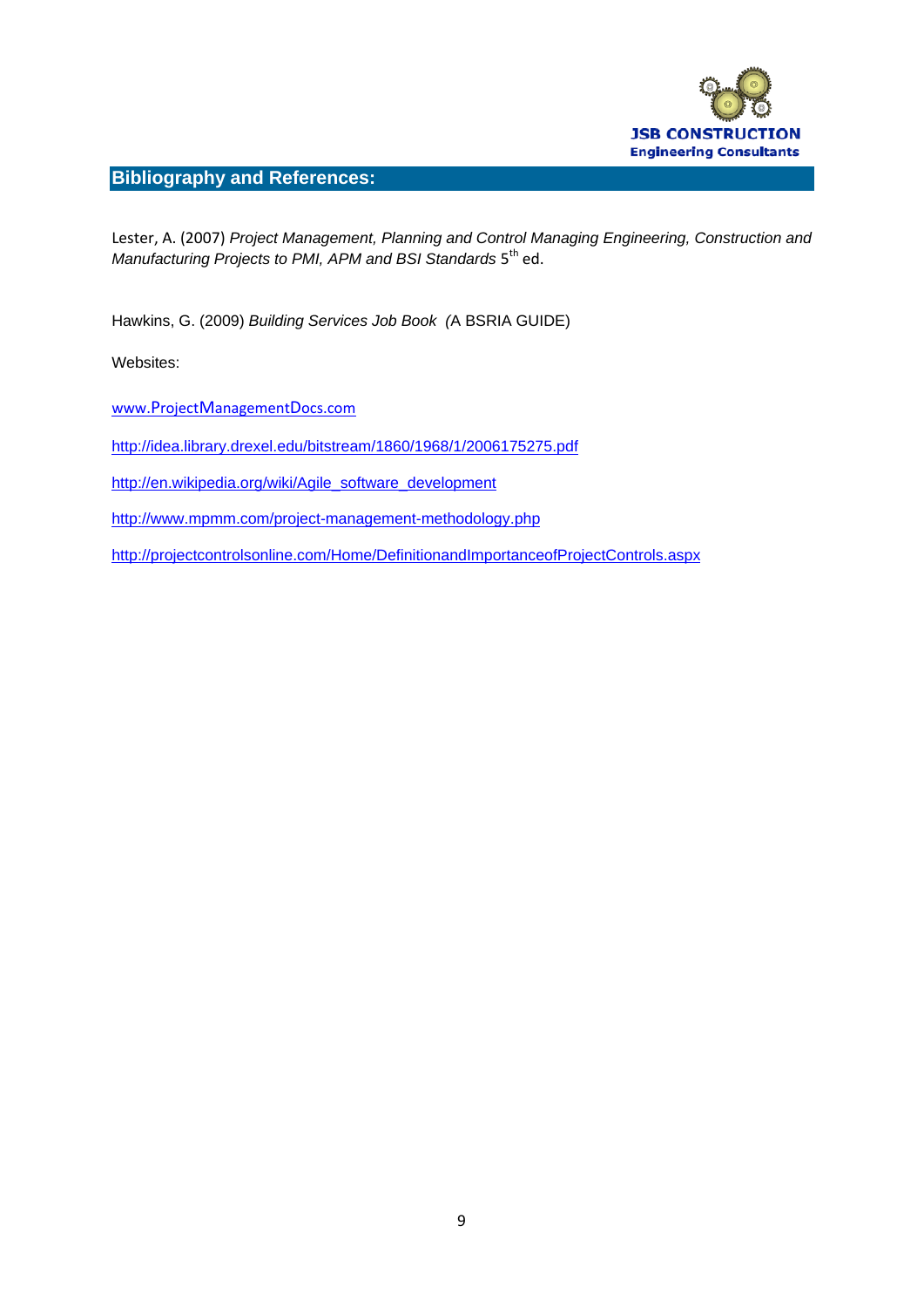## Bibliography and References:

Lester, A. (2007) *Project Management, Planning and Control Managing Engineering, Construction and Manufacturing Projects to PMI, APM and BSI Standards* 5th ed.

Hawkins, G. (2009) *Building Services Job Book* (A BSRIA GUIDE)

Websites:

www.ProjectManagementDocs.com

http://idea.library.drexel.edu/bitstream/1860/1968/1/2006175275.pdf

http://en.wikipedia.org/wiki/Agile_software_development

http://www.mpmm.com/project-management-methodology.php

http://projectcontrolsonline.com/Home/DefinitionandImportanceofProjectControls.aspx